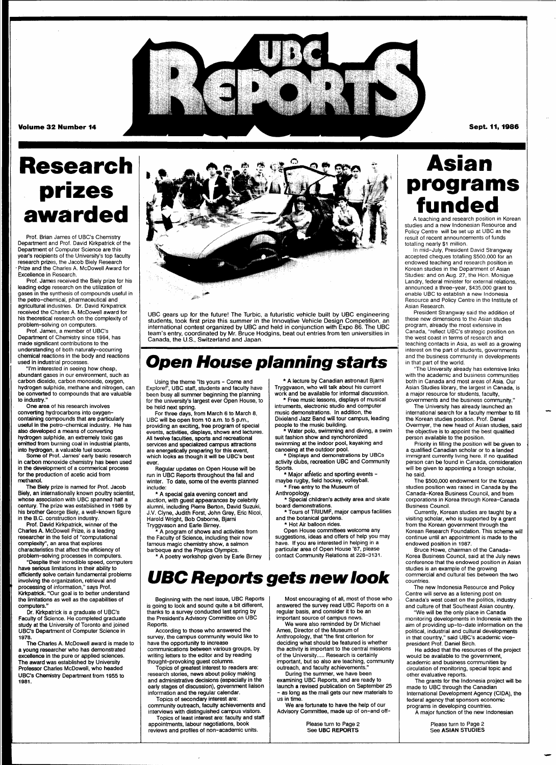# Research prizes awarded

Prof. Brian James of UBC's Chemistry Department and Prof. David Kirkpatrick of the Department of Computer Science are this year's recipients of the University's top faculty research prizes, the Jacob Biely Research Prize and the Charles A. McDowell Award for Excellence in Research.

Prof. James received the Biely prize for his leading edge research on the utilization of gases in the synthesis of compounds useful in the petro-chemical, pharmaceutical and agricultural industries. Dr. David Kirkpatrick received the Charles A. McDowell award for his theoretical research on the complexity of problem-solving on computers.

Prof. James, a member of UBC's Department of Chemistry since 1964, has made significant contributions to the understanding of both naturally-occurring chemical reactions in the body and reactions used in industrial processes.

"I'm interested in seeing how cheap, abundant gases in our environment, such as carbon dioxide, carbon monoxide, oxygen, hydrogen sulphide, methane and nitrogen, can be converted to compounds that are valuable to industry."

One area of his research involves converting hydrocarbons into oxygen-containing compounds that are particularly useful in the petro-chemical industry. He has also developed a means of converting hydrogen sulphide, an extremely toxic gas emitted from burning coal in industrial plants, into hydrogen, a valuable fuel source.

Some of Prof. James' early basic research in carbon monoxide chemistry has been used in the development of a commerical process for the production of acetic acid from methanol.

The Biely prize is named for Prof. Jacob Biely, an internationally known poultry scientist, whose association with UBC spanned half a century. The prize was established in 1969 by his brother George Biely, a well-known figure in the B.C. construction industry.

Prof. David Kirkpatrick, winner of the Charles A. McDowell Prize, is a leading researcher in the field of "computational complexity", an area that explores characteristics that affect the efficiency of problem-solving processes in computers.

"Despite their incredible speed, computers have serious limitations in their ability to efficiently solve certain fundamental problems involving the organization, retrieval and processing of information," says Prof. Kirkpatrick. "Our goal is to better understand the limitations as well as the capabilities of computers."

Dr. Kirkpatrick is a graduate of UBC's Faculty of Science. He completed graduate study at the University of Toronto and joined UBC's Department of Computer Science in 1978.

The Charles A. McDowell award is made to a young researcher who has demonstrated excellence in the pure or applied sciences. The award was established by University Professor Charles McDowell, who headed UBC's Chemistry Department from 1955 to 1981.

UBC gears up for the future! The Turbic, a futuristic vehicle built by UBC engineering students, took first prize this summer in the Innovative Vehicle Design Competition, an international contest organized by UBC and held in conjunction with Expo 86. The UBC team's entry, coordinated by Mr. Bruce Hodgins, beat out entries from ten universities in Canada, the U.S., Switzerland and Japan.

## Open House planning starts

Using the theme "Its yours - Come and Explore!", UBC staff, students and faculty have been busy all summer beginning the planning for the university's largest ever Open House, to be held next spring.

For three days, from March 6 to March 8, UBC will be open from 10 a.m. to 5 p.m., providing an exciting, free program of special events, activities, displays, shows and lectures. All twelve faculties, sports and recreational services and specialized campus attractions are energetically preparing for this event, which looks as though it will be UBC's best ever.

Regular updates on Open House will be run in UBC Reports throughout the fall and winter. To date, some of the events planned include:

* A special gala evening concert and auction, with guest appearances by celebrity alumni, including Pierre Berton, David Suzuki, J.V. Clyne, Judith Forst, John Grey, Eric Nicol, Harold Wright, Bob Osborne, Bjarni Tryggvason and Earle Birney.
* A program of shows and activities from the Faculty of Science, including their now famous magic chemistry show, a salmon barbeque and the Physics Olympics.
* A poetry workshop given by Earle Birney
* A lecture by Canadian astronaut Bjarni Tryggvason, who will talk about his current work and be available for informal discussion.
* Free music lessons, displays of musical intruments, electronic studio and computer music demonstrations. In addition, the Dixieland Jazz Band will tour campus, leading people to the music building.
* Water polo, swimming and diving, a swim suit fashion show and synchronized swimming at the indoor pool, kayaking and canoeing at the outdoor pool.
* Displays and demonstrations by UBCs activity clubs, recreation UBC and Community Sports.
* Major athletic and sporting events - maybe rugby, field hockey, volleyball.
* Free entry to the Museum of Anthropology.
* Special children's activity area and skate board demonstrations.
* Tours of TRIUMF, major campus facilities and the botanical gardens.
* Hot Air balloon rides.

Open House committees welcome any suggestions, ideas and offers of help you may have. If you are interested in helping in a particular area of Open House '87, please contact Community Relations at 228-3131.

## UBC Reports gets new look

Beginning with the next issue, UBC Reports is going to look and sound quite a bit different, thanks to a survey conducted last spring by the President's Advisory Committee on UBC Reports.

According to those who answered the survey, the campus community would like to have the opportunity to increase communications between various groups, by writing letters to the editor and by reading thought-provoking guest columns.

Topics of greatest interest to readers are: research stories, news about policy making and administrative decisions (especially in the early stages of discussion), government liaison information and the regular calendar.

Topics of secondary interest are: community outreach, faculty achievements and interviews with distinguished campus visitors.

Topics of least interest are: faculty and staff appointments, labour negotiations, book reviews and profiles of non-academic units.

Most encouraging of all, most of those who answered the survey read UBC Reports on a regular basis, and consider it to be an important source of campus news.

We were also reminded by Dr Michael Ames, Director of the Museum of Anthropology, that "the first criterion for deciding what should be featured is whether the activity is important to the central missions of the University..... Research is certainly important, but so also are teaching, community outreach, and faculty achievements."

During the summer, we have been examining UBC Reports, and are ready to launch a revised publication on September 25 - as long as the mail gets our new materials to us in time.

We are fortunate to have the help of our Advisory Committee, made up of on-and off-

Please turn to Page 2
See UBC REPORTS

# Asian programs funded

A teaching and research position in Korean studies and a new Indonesian Resource and Policy Centre will be set up at UBC as the result of recent announcements of funds totalling nearly $1 million.

In mid-July, President David Strangway accepted cheques totalling $500,000 for an endowed teaching and research position in Korean studies in the Department of Asian Studies: and on Aug. 27, the Hon. Monique Landry, federal minister for external relations, announced a three-year, $435,000 grant to enable UBC to establish a new Indonesia Resource and Policy Centre in the Institute of Asian Research.

President Strangway said the addition of these new dimensions to the Asian studies program, already the most extensive in Canada, "reflect UBC's strategic position on the west coast in terms of research and teaching contacts in Asia, as well as a growing interest on the part of students, governments and the business community in developments in that part of the world.

"The University already has extensive links with the academic and business communities both in Canada and most areas of Asia. Our Asian Studies library, the largest in Canada, is a major resource for students, faculty, governments and the business community."

The University has already launched an international search for a faculty member to fill the Korean studies position. Prof. Daniel Overmyer, the new head of Asian studies, said the objective is to appoint the best qualified person available to the position.

Priority in filling the position will be given to a qualified Canadian scholar or to a landed immigrant currently living here. If no qualified person can be found in Canada, consideration will be given to appointing a foreign scholar, he said.

The $500,000 endowment for the Korean studies position was raised in Canada by the Canada-Korea Business Council, and from corporations in Korea through Korea-Canada Business Council.

Currently, Korean studies are taught by a visiting scholar, who is supported by a grant from the Korean government through the Korean Research Foundation. This scheme will continue until an appointment is made to the endowed position in 1987.

Bruce Howe, chairman of the Canada-Korea Business Council, said at the July news conference that the endowed position in Asian studies is an example of the growing commercial and cultural ties between the two countries.

The new Indonesia Resource and Policy Centre will serve as a listening post on Canada's west coast on the politics, industry and culture of that Southeast Asian country.

"We will be the only place in Canada monitoring developments in Indonesia with the aim of providing up-to-date information on the political, industrial and cultural developments in that country," said UBC's academic vice-president Prof. Daniel Birch.

He added that the resources of the project would be available to the government, academic and business communities by circulation of monitoring, special topic and other evaluative reports.

The grants for the Indonesia project will be made to UBC through the Canadian International Development Agency (CIDA), the federal agency that sponsors economic programs in developing countries.

A major function of the new Indonesian

Please turn to Page 2
See ASIAN STUDIES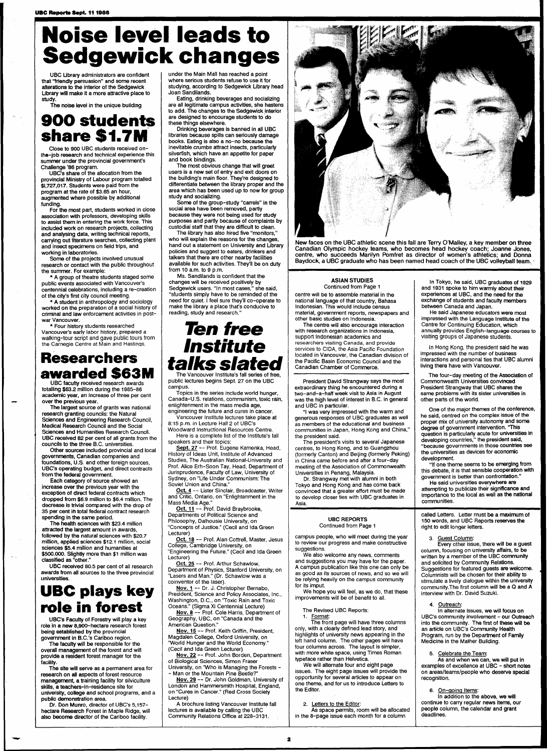# Noise level leads to Sedgewick changes

UBC Library administrators are confident that "friendly persuasion" and some recent alterations to the interior of the Sedgewick Library will make it a more attractive place to study.

The noise level in the unique building under the Main Mall has reached a point where serious students refuse to use it for studying, according to Sedgewick Library head Joan Sandilands.

Eating, drinking beverages and socializing are all legitimate campus activities, she hastens to add. The changes to the Sedgewick interior are designed to encourage students to do these things elsewhere.

Drinking beverages is banned in all UBC libraries because spills can seriously damage books. Eating is also a no-no because the inevitable crumbs attract insects, particularly silverfish, which have an appetite for paper and book bindings.

The most obvious change that will greet users is a new set of entry and exit doors on the building's main floor. They're designed to differentiate between the library proper and the area which has been used up to now for group study and socializing.

Some of the group-study "carrels" in the social area have been removed, partly because they were not being used for study purposes and partly because of complaints by custodial staff that they are difficult to clean.

The library has also hired five "monitors," who will explain the reasons for the changes, hand out a statement on University and Library policies and suggest to eaters, drinkers and talkers that there are other nearby facilities available for such activities. They'll be on duty from 10 a.m. to 9 p.m.

Ms. Sandilands is confident that the changes will be received positively by Sedgewick users. "In most cases," she said, "students simply have to be reminded of the need for quiet. I feel sure they'll co-operate to make the library a place that's conducive to reading, study and research."

# 900 students share $1.7M

Close to 900 UBC students received on-the-job research and technical experience this summer under the provincial government's Challenge '86 program.

UBC's share of the allocation from the provincial Ministry of Labour program totalled $1,727,017. Students were paid from the program at the rate of $3.65 an hour, augmented where possible by additional funding.

For the most part, students worked in close association with professors, developing skills to assist them in entering the work force. This included work on research projects, collecting and analysing data, writing technical reports, carrying out literature searches, collecting plant and insect specimens on field trips, and working in laboratories.

Some of the projects involved unusual research or contact with the public throughout the summer. For example:

* A group of theatre students staged some public events associated with Vancouver's centennial celebrations, including a re-creation of the city's first city council meeting.

* A student in anthropology and sociology worked on the preparation of a social history of criminal and law enforcement activities in post-war Vancouver.

* Four history students researched Vancouver's early labor history, prepared a walking-tour script and gave public tours from the Carnegie Centre at Main and Hastings.

# Researchers awarded $63M

UBC faculty received research awards totalling $63.2 million during the 1985-86 academic year, an increase of three per cent over the previous year.

The largest source of grants was national research granting councils: the Natural Sciences and Engineering Research Council, Medical Research Council and the Social Sciences and Humanities Research Council. UBC received 82 per cent of all grants from the councils to the three B.C. universities.

Other sources included provincial and local governments, Canadian companies and foundations, U.S. and other foreign sources, UBC's operating budget, and direct contracts from the federal government.

Each category of source showed an increase over the previous year with the exception of direct federal contracts which dropped from $6.9 million to $6.4 million. The decrease is trivial compared with the drop of 35 per cent in total federal contract research spending in the same period.

The health sciences with $23.4 million attracted the largest amount in awards, followed by the natural sciences with $20.7 million, applied sciences $12.1 million, social sciences $5.4 million and humanities at $500.000. Slightly more than $1 million was classified as "other."

UBC received 80.5 per cent of all research awards from all sources to the three provincial universities.

# UBC plays key role in forest

UBC's Faculty of Forestry will play a key role in a new 8,900-hectare research forest being established by the provincial government in B.C.'s Cariboo region.

The faculty will be responsible for the overall management of the forest and will provide a resident forest manager for the facility.

The site will serve as a permanent area for research on all aspects of forest resource management, a training facility for silviculture skills, a teachers-in-residence site for university, college and school programs, and a public demonstration area.

Dr. Don Munro, director of UBC's 5,157-hectare Research Forest in Maple Ridge, will also become director of the Cariboo facility.

# *Ten free Institute talks slated*

The Vancouver Institute's fall series of free, public lectures begins Sept. 27 on the UBC campus.

Topics in the series include world hunger, Canada-U.S. relations, communism, toxic rain, enlightenment in the mass media age, engineering the future and cures in cancer.

Vancouver Institute lectures take place at 8:15 p.m. in Lecture Hall 2 of UBC's Woodward Instructional Resources Centre.

Here is a complete list of the Institute's fall speakers and their topics:

Sept. 27 -- Prof. Eugene Kamenka, Head, History of Ideas Unit, Institute of Advanced Studies, The Australian National-University and Prof. Alice Erh-Soon Tay, Head, Department of Jurisprudence, Faculty of Law, University of Sydney, on "Life Under Communism: The Soviet Union and China."

Oct. 4 -- Lister Sinclair, Broadcaster, Writer and Critic, Ontario, on "Enlightenment in the Mass Media Age."

Oct. 11 -- Prof. David Braybrooke, Departments of Political Science and Philosophy, Dalhousie University, on "Concepts of Justice." (Cecil and Ida Green Lecturer)

Oct. 18 -- Prof. Alan Cottrell, Master, Jesus College, Cambridge University, on "Engineering the Future." (Cecil and Ida Green Lecturer)

Oct. 25 -- Prof. Arthur Schawlow, Department of Physics, Stanford University, on "Lasers and Man." (Dr. Schawlow was a coinventor of the laser).

Nov. 1 -- Dr. J. Christopher Bernabo, President, Science and Policy Associates, Inc., Washington, D.C., on "Toxic Rain and Toxic Oceans." (Sigma Xi Centennial Lecture)

Nov. 8 -- Prof. Cole Harris, Department of Geography, UBC, on "Canada and the American Question."

Nov. 15 -- Prof. Keith Griffin, President, Magdalen College, Oxford University, on "World Hunger and the World Economy." (Cecil and Ida Green Lecturer)

Nov. 22 -- Prof. John Borden, Department of Biological Sciences, Simon Fraser University, on "Who is Managing the Forests - - Man or the Mountain Pine Beetle?"

Nov. 29 -- Dr. John Goldman, University of London and Hammersmith Hospital, England, on "Cures in Cancer." (Red Cross Society Lecture)

A brochure listing Vancouver Institute fall lectures is available by calling the UBC Community Relations Office at 228-3131.

New faces on the UBC athletic scene this fall are Terry O'Malley, a key member on three Canadian Olympic hockey teams, who becomes head hockey coach; Joanne Jones, centre, who succeeds Marilyn Pomfret as director of women's athletics; and Donna Baydock, a UBC graduate who has been named head coach of the UBC volleyball team.

### ASIAN STUDIES
Continued from Page 1

centre will be to assemble material in the national language of that country, Bahasa Indonesian. This would include census material, government reports, newspapers and other basic studies on Indonesia.

The centre will also encourage interaction with research organizations in Indonesia, support Indonesian academics and researchers visiting Canada, and provide services to CIDA, the Asia Pacific Foundation located in Vancouver, the Canadian division of the Pacific Basin Economic Council and the Canadian Chamber of Commerce.

President David Strangway says the most extraordinary thing he encountered during a two-and-a-half week visit to Asia in August was the high level of interest in B.C. in general and UBC in particular.

"I was very impressed with the warm and generous responses of UBC graduates as well as members of the educational and business communities in Japan, Hong Kong and China," the president said.

The president's visits to several Japanese centres, to Hong Kong, and to Guangzhou (formerly Canton) and Beijing (formerly Peking) in China came before and after a four-day meeting of the Association of Commonwealth Universities in Penang, Malaysia.

Dr. Strangway met with alumni in both Tokyo and Hong Kong and has come back convinced that a greater effort must be made to develop closer ties with UBC graduates in Asia.

In Tokyo, he said, UBC graduates of 1929 and 1931 spoke to him warmly about their experiences at UBC, and the need for the exchange of students and faculty members between Canada and Japan.

He said Japanese educators were most impressed with the Language Institute of the Centre for Continuing Education, which annually provides English-language courses to visiting groups of Japanese students.

In Hong Kong, the president said he was impressed with the number of business interactions and personal ties that UBC alumni living there have with Vancouver.

The four-day meeting of the Association of Commonwealth Universities convinced President Strangway that UBC shares the same problems with its sister universities in other parts of the world.

One of the major themes of the conference, he said, centred on the complex issue of the proper mix of university autonomy and some degree of government intervention. "This question is particularly acute for universities in developing countries," the president said, "because governments in those countries see the universities as devices for economic development.

"If one theme seems to be emerging from this debate, it is that sensible cooperation with government is better than confrontation."

He said universities everywhere are attempting to publicize their significance and importance to the local as well as the national communities.

### UBC REPORTS
Continued from Page 1

campus people, who will meet during the year to review our progress and make constructive suggestions.

We also welcome any news, comments and suggestions you may have for the paper. A campus publication like this one can only be as good as its sources of news, and so we will be relying heavily on the campus community for its imput.

We hope you will feel, as we do, that these improvements will be of benefit to all.

The Revised UBC Reports:

1. Format:

The front page will have three columns only, with a clearly defined lead story, and highlights of university news appearing in the left hand column. The other pages will have four columns across. The layout is simpler, with more white space, using Times Roman typeface rather than Helvetica.

We will alternate four and eight page issues. The eight page issues will provide the opportunity for several articles to appear on one theme, and for us to introduce Letters to the Editor.

2. Letters to the Editor:

As space permits, room will be allocated in the 8-page issue each month for a column called Letters. Letter must be a maximum of 150 words, and UBC Reports reserves the right to edit longer letters.

3. Guest Column:

Every other issue, there will be a guest column, focusing on university affairs, to be written by a member of the UBC community and solicited by Community Relations. Suggestions for featured guests are welcome. Columnists will be chosen for their ability to stimulate a lively dialogue within the university community.The first column will be a Q and A interview with Dr. David Suzuki.

4. Outreach:

In alternate issues, we will focus on UBC's community involvement - our Outreach into the community. The first of these will be an article on UBC's Community Health Program, run by the Department of Family Medicine in the Mather Building.

5. Celebrate the Team:

As and when we can, we will put in examples of excellence at UBC - short notes on areas/teams/people who deserve special recognition.

6. On-going Items:

In addition to the above, we will continue to carry regular news items, our people column, the calendar and grant deadlines.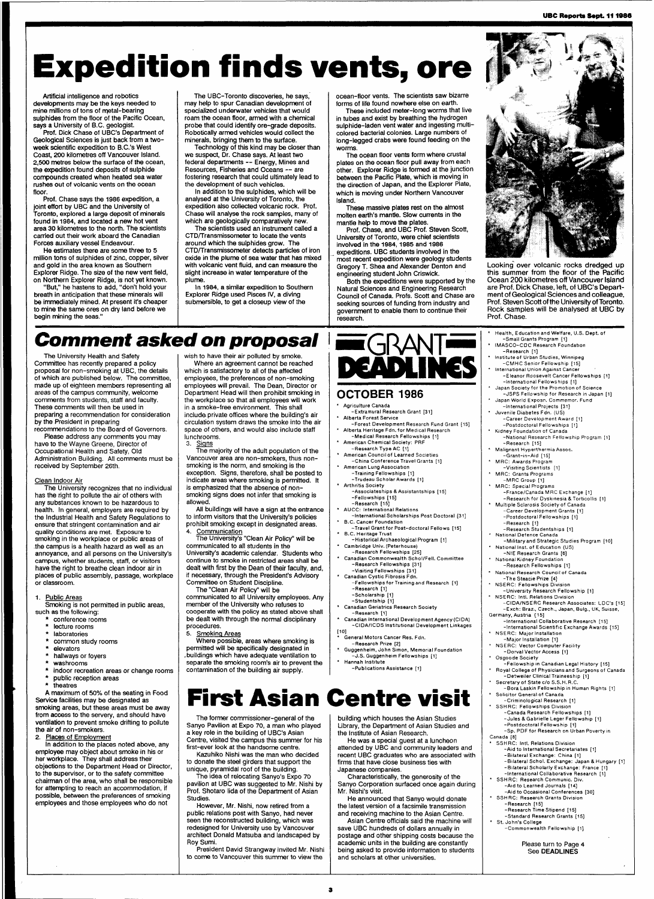# Expedition finds vents, ore

Artificial intelligence and robotics developments may be the keys needed to mine millions of tons of metal-bearing sulphides from the floor of the Pacific Ocean, says a University of B.C. geologist.

Prof. Dick Chase of UBC's Department of Geological Sciences is just back from a two-week scientific expedition to B.C.'s West Coast, 200 kilometres off Vancouver Island. 2,500 metres below the surface of the ocean, the expedition found deposits of sulphide compounds created when heated sea water rushes out of volcanic vents on the ocean floor.

Prof. Chase says the 1986 expedition, a joint effort by UBC and the University of Toronto, explored a large deposit of minerals found in 1984, and located a new hot vent area 30 kilometres to the north. The scientists carried out their work aboard the Canadian Forces auxiliary vessel Endeavour.

He estimates there are some three to 5 million tons of sulphides of zinc, copper, silver and gold in the area known as Southern Explorer Ridge. The size of the new vent field, on Northern Explorer Ridge, is not yet known.

"But," he hastens to add, "don't hold your breath in anticipation that these minerals will be immediately mined. At present it's cheaper to mine the same ores on dry land before we begin mining the seas."

The UBC-Toronto discoveries, he says, may help to spur Canadian development of specialized underwater vehicles that would roam the ocean floor, armed with a chemical probe that could identify ore-grade deposits. Robotically armed vehicles would collect the minerals, bringing them to the surface.

Technology of this kind may be closer than we suspect, Dr. Chase says. At least two federal departments -- Energy, Mines and Resources, Fisheries and Oceans -- are fostering research that could ultimately lead to the development of such vehicles.

In addition to the sulphides, which will be analysed at the University of Toronto, the expedition also collected volcanic rock. Prof. Chase will analyse the rock samples, many of which are geologically comparatively new.

The scientists used an instrument called a CTD/Transmissometer to locate the vents around which the sulphides grow. The CTD/Transmissometer detects particles of iron oxide in the plume of sea water that has mixed with volcanic vent fluid, and can measure the slight increase in water temperature of the plume.

In 1984, a similar expedition to Southern Explorer Ridge used Pisces IV, a diving submersible, to get a closeup view of the ocean-floor vents. The scientists saw bizarre forms of life found nowhere else on earth.

These included meter-long worms that live in tubes and exist by breathing the hydrogen sulphide-laden vent water and ingesting multi-colored bacterial colonies. Large numbers of long-legged crabs were found feeding on the worms.

The ocean floor vents form where crustal plates on the ocean floor pull away from each other. Explorer Ridge is formed at the junction between the Pacific Plate, which is moving in the direction of Japan, and the Explorer Plate, which is moving under Northern Vancouver Island.

These massive plates rest on the almost molten earth's mantle. Slow currents in the mantle help to move the plates.

Prof. Chase, and UBC Prof. Steven Scott, University of Toronto, were chief scientists involved in the 1984, 1985 and 1986 expeditions. UBC students involved in the most recent expedition were geology students Gregory T. Shea and Alexander Denton and engineering student John Criswick.

Both the expeditions were supported by the Natural Sciences and Engineering Research Council of Canada. Profs. Scott and Chase are seeking sources of funding from industry and government to enable them to continue their research.

Looking over volcanic rocks dredged up this summer from the floor of the Pacific Ocean 200 kilometres off Vancouver Island are Prof. Dick Chase, left, of UBC's Department of Geological Sciences and colleague, Prof. Steven Scott of the University of Toronto. Rock samples will be analysed at UBC by Prof. Chase.

# Comment asked on proposal

The University Health and Safety Committee has recently prepared a policy proposal for non-smoking at UBC, the details of which are published below. The committee, made up of eighteen members representing all areas of the campus community, welcome comments from students, staff and faculty. These comments will then be used in preparing a recommendation for consideration by the President in preparing recommendations to the Board of Governors.

Please address any comments you may have to the Wayne Greene, Director of Occupational Health and Safety, Old Administration Building. All comments must be received by September 26th.

Clean Indoor Air

The University recognizes that no individual has the right to pollute the air of others with any substances known to be hazardous to health. In general, employers are required by the Industrial Health and Safety Regulations to ensure that stringent contamination and air quality conditions are met. Exposure to smoking in the workplace or public areas of the campus is a health hazard as well as an annoyance, and all persons on the University's campus, whether students, staff, or visitors have the right to breathe clean indoor air in places of public assembly, passage, workplace or classroom.

1. Public Areas

Smoking is not permitted in public areas, such as the following:

* conference rooms
* lecture rooms
* laboratories
* common study rooms
* elevators
* hallways or foyers
* washrooms
* indoor recreation areas or change rooms
* public reception areas
* theatres

A maximum of 50% of the seating in Food Service facilities may be designated as smoking areas, but these areas must be away from access to the servery, and should have ventilation to prevent smoke drifting to pollute the air of non-smokers.

2. Places of Employment

In addition to the places noted above, any employee may object about smoke in his or her workplace. They shall address their objections to the Department Head or Director, to the supervisor, or to the safety committee chairman of the area, who shall be responsible for attempting to reach an accommodation, if possible, between the preferences of smoking employees and those employees who do not wish to have their air polluted by smoke.

Where an agreement cannot be reached which is satisfactory to all of the affected employees, the preferences of non-smoking employees will prevail. The Dean, Director or Department Head will then prohibit smoking in the workplace so that all employees will work in a smoke-free environment. This shall include private offices where the building's air circulation system draws the smoke into the air space of others, and would also include staff lunchrooms.

3. Signs

The majority of the adult population of the Vancouver area are non-smokers, thus non-smoking is the norm, and smoking is the exception. Signs, therefore, shall be posted to indicate areas where smoking is permitted. It is emphasized that the absence of non-smoking signs does not infer that smoking is allowed.

All buildings will have a sign at the entrance to inform visitors that the University's policies prohibit smoking except in designated areas.

4. Communication

The University's "Clean Air Policy" will be communicated to all students in the University's academic calendar. Students who continue to smoke in restricted areas shall be dealt with first by the Dean of their faculty, and, if necessary, through the President's Advisory Committee on Student Discipline.

The "Clean Air Policy" will be communicated to all University employees. Any member of the University who refuses to cooperate with the policy as stated above shall be dealt with through the normal disciplinary procedures.

5. Smoking Areas

Where possible, areas where smoking is permitted will be specifically designated in buildings which have adequate ventilation to separate the smoking room's air to prevent the contamination of the building air supply.

# First Asian Centre visit

The former commissioner-general of the Sanyo Pavilion at Expo 70, a man who played a key role in the building of UBC's Asian Centre, visited the campus this summer for his first-ever look at the handsome centre.

Kazuhiko Nishi was the man who decided to donate the steel girders that support the unique, pyramidal roof of the building.

The idea of relocating Sanyo's Expo 70 pavilion at UBC was suggested to Mr. Nishi by Prof. Shotaro Iida of the Department of Asian Studies.

However, Mr. Nishi, now retired from a public relations post with Sanyo, had never seen the reconstructed building, which was redesigned for University use by Vancouver architect Donald Matsuba and landscaped by Roy Sumi.

President David Strangway invited Mr. Nishi to come to Vancouver this summer to view the building which houses the Asian Studies Library, the Department of Asian Studies and the Institute of Asian Research.

He was a special guest at a luncheon attended by UBC and community leaders and recent UBC graduates who are associated with firms that have close business ties with Japanese companies.

Characteristically, the generosity of the Sanyo Corporation surfaced once again during Mr. Nishi's visit.

He announced that Sanyo would donate the latest version of a facsimile transmission and receiving machine to the Asian Centre.

Asian Centre officials said the machine will save UBC hundreds of dollars annually in postage and other shipping costs because the academic units in the building are constantly being asked to provide information to students and scholars at other universities.

# GRANT DEADLINES

## OCTOBER 1986

* Agriculture Canada
  - Extramural Research Grant [31]
* Alberta Forest Service
  - Forest Development Research Fund Grant [15]
* Alberta Heritage Fdn. for Medical Research
  - Medical Research Fellowships [1]
* American Chemical Society: PRF
  - Research Type AC [1]
* American Council of Learned Societies
  - China Conference Travel Grants [1]
* American Lung Association
  - Training Fellowships [1]
  - Trudeau Scholar Awards [1]
* Arthritis Society
  - Associateships & Assistantships [15]
  - Fellowships [15]
  - Research [15]
* AUCC: International Relations
  - International Scholarships Post Doctoral [31]
* B.C. Cancer Foundation
  - Travel Grant for Post-doctoral Fellows [15]
* B.C. Heritage Trust
  - Historical Archaeological Program [1]
* Cambridge Univ. (Peterhouse)
  - Research Fellowships [25]
* Canadian Commonwealth Schol/Fell. Committee
  - Research Fellowships [31]
  - Visiting Fellowships [31]
* Canadian Cystic Fibrosis Fdn.
  - Fellowships for Training and Research [1]
  - Research [1]
  - Scholarship [1]
  - Studentship [1]
* Canadian Geriatrics Research Society
  - Research [1]
* Canadian International Development Agency (CIDA)
  - CIDA/ICDS Institutional Development Linkages [10]
* General Motors Cancer Res. Fdn.
  - Research Prize [2]
* Guggenheim, John Simon, Memorial Foundation
  - J.S. Guggenheim Fellowships [1]
* Hannah Institute
  - Publications Assistance [1]
* Health, Education and Welfare, U.S. Dept. of
  - Small Grants Program [1]
* IMASCO-CDC Research Foundation
  - Research [1]
* Institute of Urban Studies, Winnipeg
  - CMHC Senior Fellowship [15]
* International Union Against Cancer
  - Eleanor Roosevelt Cancer Fellowships [1]
  - International Fellowships [1]
* Japan Society for the Promotion of Science
  - JSPS Fellowship for Research in Japan [1]
* Japan World Exposn. Commemor. Fund
  - International Projects [31]
* Juvenile Diabetes Fdn. (US)
  - Career Development Award [1]
  - Postdoctoral Fellowships [1]
* Kidney Foundation of Canada
  - National Research Fellowship Program [1]
  - Research [15]
* Malignant Hyperthermia Assoc.
  - Grant-in-Aid [15]
* MRC: Awards Program
  - Visiting Scientists [1]
* MRC: Grants Programs
  - MRC Group [1]
* MRC: Special Programs
  - France/Canada MRC Exchange [1]
  - Research for Dyskinesia & Torticollis [1]
* Multiple Sclerosis Society of Canada
  - Career Development Grants [1]
  - Postdoctoral Fellowships [1]
  - Research [1]
  - Research Studentships [1]
* National Defence Canada
  - Military and Strategic Studies Program [10]
* National Inst. of Education (US)
  - NIE Research Grants [6]
* National Kidney Foundation
  - Research Fellowships [1]
* National Research Council of Canada
  - The Steacie Prize [4]
* NSERC: Fellowships Division
  - University Research Fellowship [1]
* NSERC: Intl. Relations Division
  - CIDA/NSERC Research Associates: LDC's [15]
  - Exch: Braz., Czech., Japan, Bulg., UK, Suisse, Germany, Austria [15]
  - International Collaborative Research [15]
  - International Scientific Exchange Awards [15]
* NSERC: Major Installation
  - Major Installation [1]
* NSERC: Vector Computer Facility
  - Dorval Vector Access [1]
* Osgoode Society
  - Fellowship in Canadian Legal History [15]
* Royal College of Physicians and Surgeons of Canada
  - Detweiler Clinical Traineeship [1]
* Secretary of State c/o S.S.H.R.C.
  - Bora Laskin Fellowship in Human Rights [1]
* Solicitor General of Canada
  - Criminological Research [1]
* SSHRC: Fellowships Division
  - Canada Research Fellowships [1]
  - Jules & Gabrielle Leger Fellowship [1]
  - Postdoctoral Fellowship [1]
  - Sp. PDF for Research on Urban Poverty in Canada [8]
* SSHRC: Intl. Relations Division
  - Aid to International Secretariates [1]
  - Bilateral Exchange: China [1]
  - Bilateral Schol. Exchange: Japan & Hungary [1]
  - Bilateral Scholarly Exchange: France [1]
  - International Collaborative Research [1]
* SSHRC: Research Communic. Div.
  - Aid to Learned Journals [14]
  - Aid to Occasional Conferences [30]
* SSHRC: Research Grants Division
  - Research [15]
  - Research Time Stipend [15]
  - Standard Research Grants [15]
* St. John's College
  - Commonwealth Fellowship [1]

Please turn to Page 4
See DEADLINES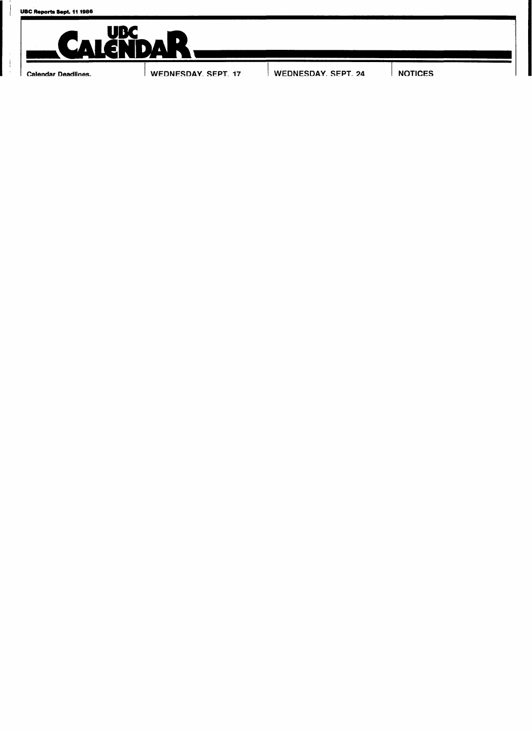# UBC CALENDAR

**Calendar Deadlines.**

**WEDNESDAY, SEPT. 17**

**WEDNESDAY, SEPT. 24**

**NOTICES**